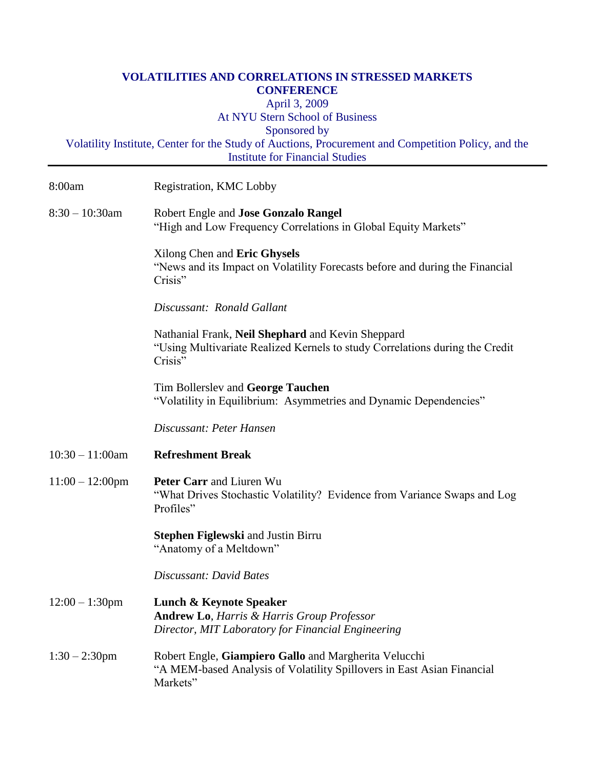# VOLATILITIES AND CORRELATIONS IN STRESSED MARKETS CONFERENCE

April 3, 2009

At NYU Stern School of Business

Sponsored by

Volatility Institute, Center for the Study of Auctions, Procurement and Competition Policy, and the Institute for Financial Studies

---

| | |
|---|---|
| 8:00am | Registration, KMC Lobby |
| 8:30 – 10:30am | Robert Engle and **Jose Gonzalo Rangel**<br>"High and Low Frequency Correlations in Global Equity Markets"<br><br>Xilong Chen and **Eric Ghysels**<br>"News and its Impact on Volatility Forecasts before and during the Financial Crisis"<br><br>*Discussant: Ronald Gallant*<br><br>Nathanial Frank, **Neil Shephard** and Kevin Sheppard<br>"Using Multivariate Realized Kernels to study Correlations during the Credit Crisis"<br><br>Tim Bollerslev and **George Tauchen**<br>"Volatility in Equilibrium: Asymmetries and Dynamic Dependencies"<br><br>*Discussant: Peter Hansen* |
| 10:30 – 11:00am | **Refreshment Break** |
| 11:00 – 12:00pm | **Peter Carr** and Liuren Wu<br>"What Drives Stochastic Volatility? Evidence from Variance Swaps and Log Profiles"<br><br>**Stephen Figlewski** and Justin Birru<br>"Anatomy of a Meltdown"<br><br>*Discussant: David Bates* |
| 12:00 – 1:30pm | **Lunch & Keynote Speaker**<br>**Andrew Lo**, *Harris & Harris Group Professor*<br>*Director, MIT Laboratory for Financial Engineering* |
| 1:30 – 2:30pm | Robert Engle, **Giampiero Gallo** and Margherita Velucchi<br>"A MEM-based Analysis of Volatility Spillovers in East Asian Financial Markets" |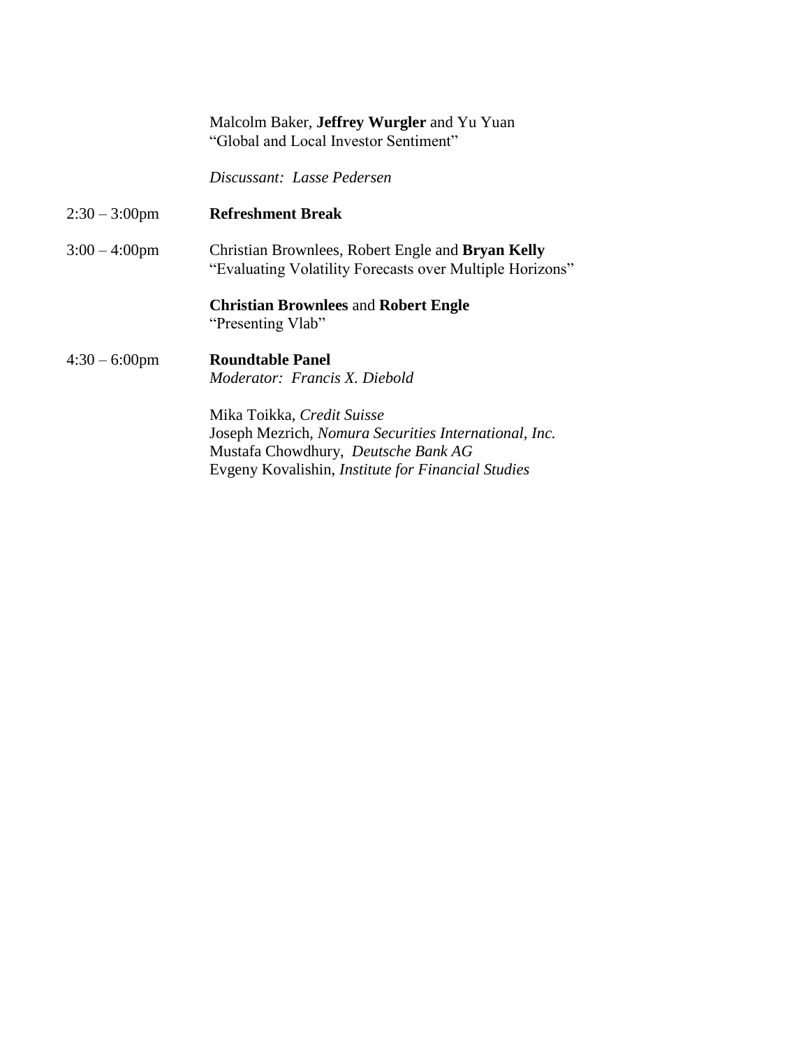Malcolm Baker, **Jeffrey Wurgler** and Yu Yuan
"Global and Local Investor Sentiment"

*Discussant: Lasse Pedersen*

2:30 – 3:00pm **Refreshment Break**

3:00 – 4:00pm Christian Brownlees, Robert Engle and **Bryan Kelly**
"Evaluating Volatility Forecasts over Multiple Horizons"

**Christian Brownlees** and **Robert Engle**
"Presenting Vlab"

4:30 – 6:00pm **Roundtable Panel**
*Moderator: Francis X. Diebold*

Mika Toikka, *Credit Suisse*
Joseph Mezrich, *Nomura Securities International, Inc.*
Mustafa Chowdhury, *Deutsche Bank AG*
Evgeny Kovalishin, *Institute for Financial Studies*